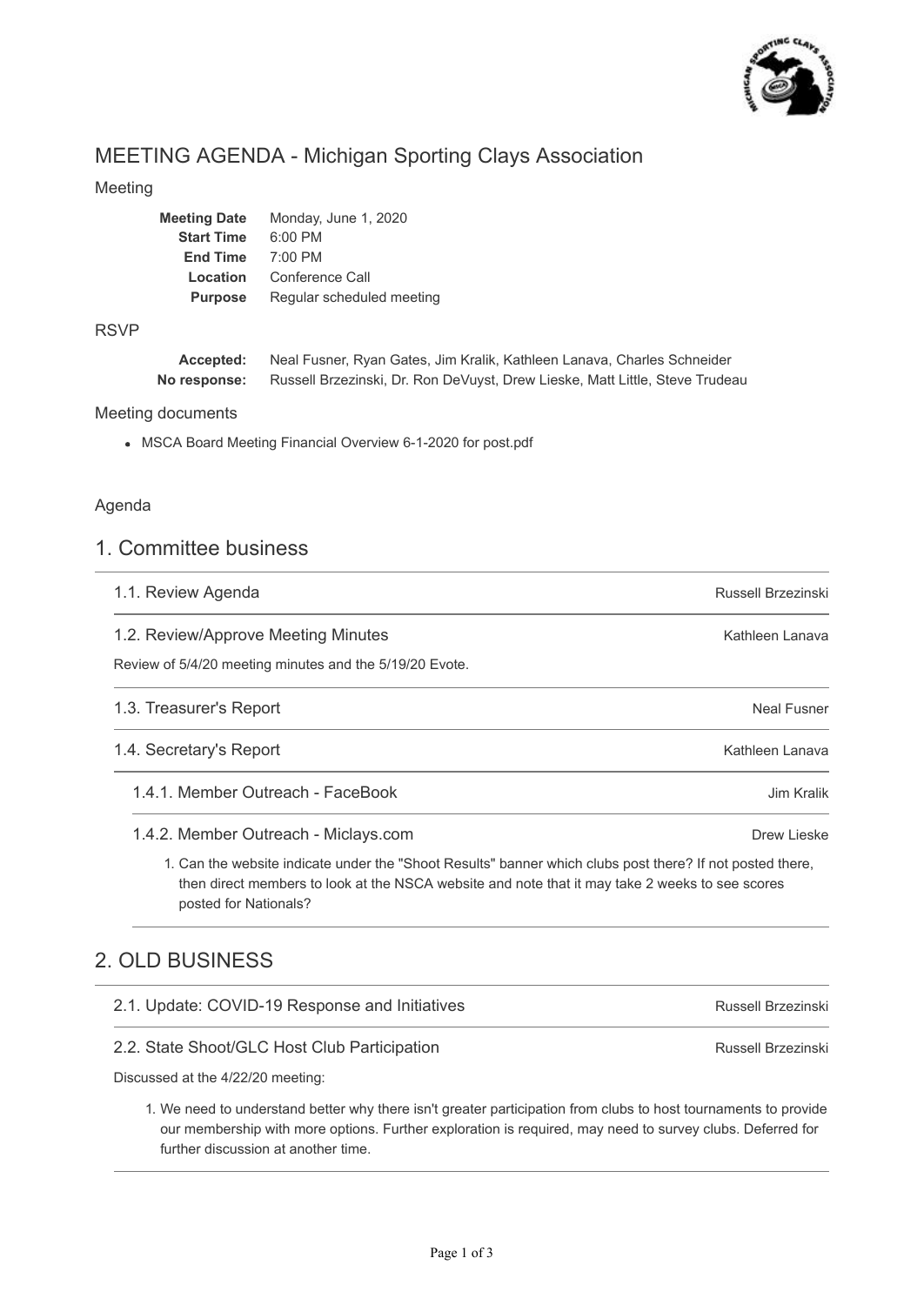# MEETING AGENDA - Michigan Sporting Clays Association

## Meeting

| | |
|---|---|
| **Meeting Date** | Monday, June 1, 2020 |
| **Start Time** | 6:00 PM |
| **End Time** | 7:00 PM |
| **Location** | Conference Call |
| **Purpose** | Regular scheduled meeting |

## RSVP

| | |
|---|---|
| **Accepted:** | Neal Fusner, Ryan Gates, Jim Kralik, Kathleen Lanava, Charles Schneider |
| **No response:** | Russell Brzezinski, Dr. Ron DeVuyst, Drew Lieske, Matt Little, Steve Trudeau |

## Meeting documents

- MSCA Board Meeting Financial Overview 6-1-2020 for post.pdf

## Agenda

## 1. Committee business

### 1.1. Review Agenda — Russell Brzezinski

### 1.2. Review/Approve Meeting Minutes — Kathleen Lanava

Review of 5/4/20 meeting minutes and the 5/19/20 Evote.

### 1.3. Treasurer's Report — Neal Fusner

### 1.4. Secretary's Report — Kathleen Lanava

#### 1.4.1. Member Outreach - FaceBook — Jim Kralik

#### 1.4.2. Member Outreach - Miclays.com — Drew Lieske

1. Can the website indicate under the "Shoot Results" banner which clubs post there? If not posted there, then direct members to look at the NSCA website and note that it may take 2 weeks to see scores posted for Nationals?

## 2. OLD BUSINESS

### 2.1. Update: COVID-19 Response and Initiatives — Russell Brzezinski

### 2.2. State Shoot/GLC Host Club Participation — Russell Brzezinski

Discussed at the 4/22/20 meeting:

1. We need to understand better why there isn't greater participation from clubs to host tournaments to provide our membership with more options. Further exploration is required, may need to survey clubs. Deferred for further discussion at another time.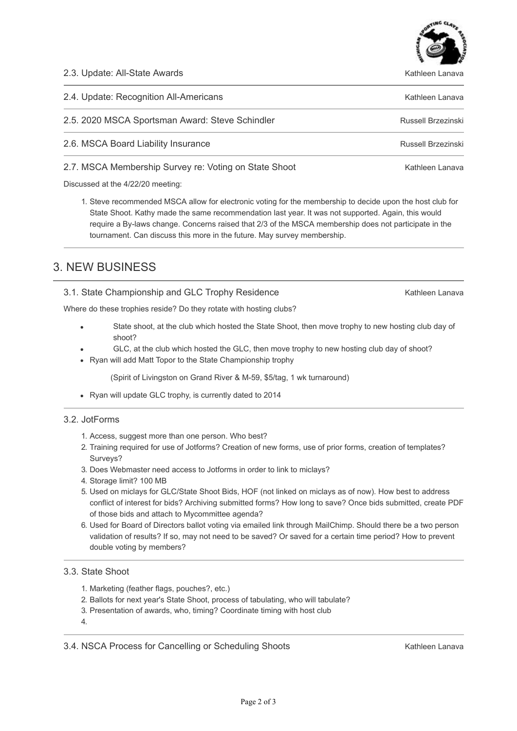### 2.3. Update: All-State Awards

Kathleen Lanava

### 2.4. Update: Recognition All-Americans

Kathleen Lanava

### 2.5. 2020 MSCA Sportsman Award: Steve Schindler

Russell Brzezinski

### 2.6. MSCA Board Liability Insurance

Russell Brzezinski

### 2.7. MSCA Membership Survey re: Voting on State Shoot

Kathleen Lanava

Discussed at the 4/22/20 meeting:

1. Steve recommended MSCA allow for electronic voting for the membership to decide upon the host club for State Shoot. Kathy made the same recommendation last year. It was not supported. Again, this would require a By-laws change. Concerns raised that 2/3 of the MSCA membership does not participate in the tournament. Can discuss this more in the future. May survey membership.

## 3. NEW BUSINESS

### 3.1. State Championship and GLC Trophy Residence

Kathleen Lanava

Where do these trophies reside? Do they rotate with hosting clubs?

- State shoot, at the club which hosted the State Shoot, then move trophy to new hosting club day of shoot?
- GLC, at the club which hosted the GLC, then move trophy to new hosting club day of shoot?
- Ryan will add Matt Topor to the State Championship trophy

  (Spirit of Livingston on Grand River & M-59, $5/tag, 1 wk turnaround)

- Ryan will update GLC trophy, is currently dated to 2014

### 3.2. JotForms

1. Access, suggest more than one person. Who best?
2. Training required for use of Jotforms? Creation of new forms, use of prior forms, creation of templates? Surveys?
3. Does Webmaster need access to Jotforms in order to link to miclays?
4. Storage limit? 100 MB
5. Used on miclays for GLC/State Shoot Bids, HOF (not linked on miclays as of now). How best to address conflict of interest for bids? Archiving submitted forms? How long to save? Once bids submitted, create PDF of those bids and attach to Mycommittee agenda?
6. Used for Board of Directors ballot voting via emailed link through MailChimp. Should there be a two person validation of results? If so, may not need to be saved? Or saved for a certain time period? How to prevent double voting by members?

### 3.3. State Shoot

1. Marketing (feather flags, pouches?, etc.)
2. Ballots for next year's State Shoot, process of tabulating, who will tabulate?
3. Presentation of awards, who, timing? Coordinate timing with host club
4.

### 3.4. NSCA Process for Cancelling or Scheduling Shoots

Kathleen Lanava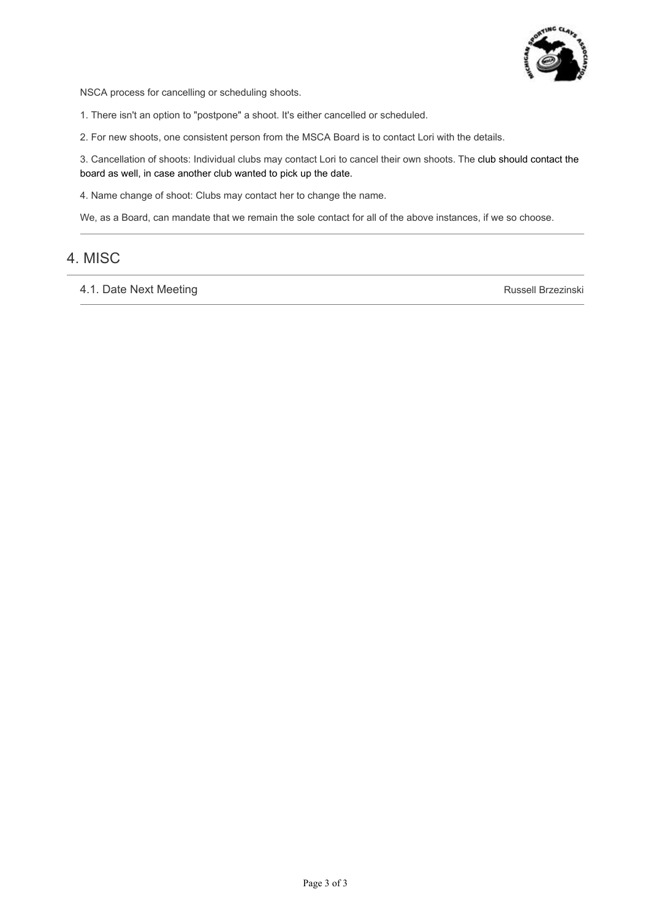NSCA process for cancelling or scheduling shoots.

1. There isn't an option to "postpone" a shoot. It's either cancelled or scheduled.

2. For new shoots, one consistent person from the MSCA Board is to contact Lori with the details.

3. Cancellation of shoots: Individual clubs may contact Lori to cancel their own shoots. The club should contact the board as well, in case another club wanted to pick up the date.

4. Name change of shoot: Clubs may contact her to change the name.

We, as a Board, can mandate that we remain the sole contact for all of the above instances, if we so choose.

## 4. MISC

### 4.1. Date Next Meeting

Russell Brzezinski